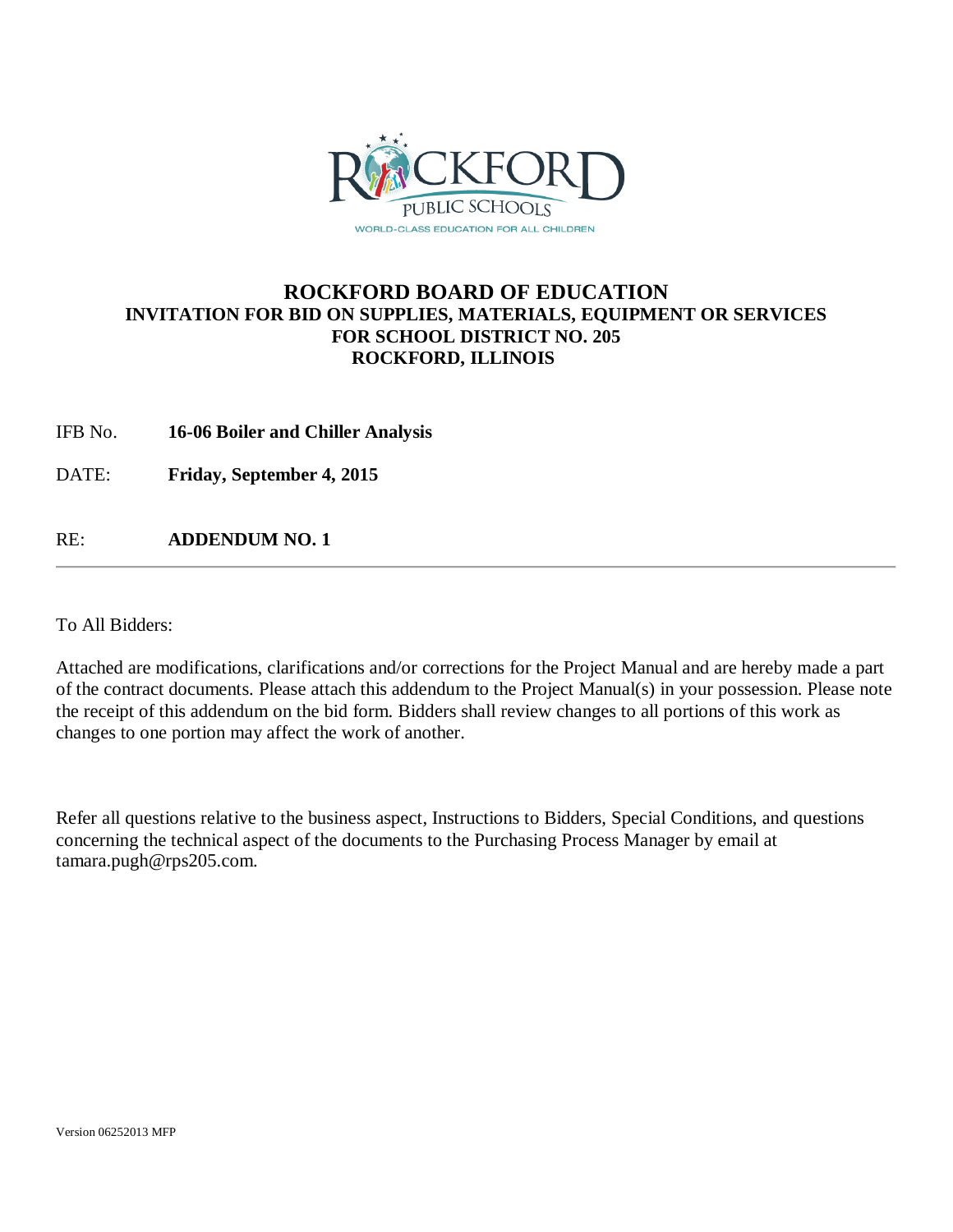# ROCKFORD BOARD OF EDUCATION

## INVITATION FOR BID ON SUPPLIES, MATERIALS, EQUIPMENT OR SERVICES FOR SCHOOL DISTRICT NO. 205 ROCKFORD, ILLINOIS

IFB No. **16-06 Boiler and Chiller Analysis**

DATE: **Friday, September 4, 2015**

RE: **ADDENDUM NO. 1**

---

To All Bidders:

Attached are modifications, clarifications and/or corrections for the Project Manual and are hereby made a part of the contract documents. Please attach this addendum to the Project Manual(s) in your possession. Please note the receipt of this addendum on the bid form. Bidders shall review changes to all portions of this work as changes to one portion may affect the work of another.

Refer all questions relative to the business aspect, Instructions to Bidders, Special Conditions, and questions concerning the technical aspect of the documents to the Purchasing Process Manager by email at tamara.pugh@rps205.com.

Version 06252013 MFP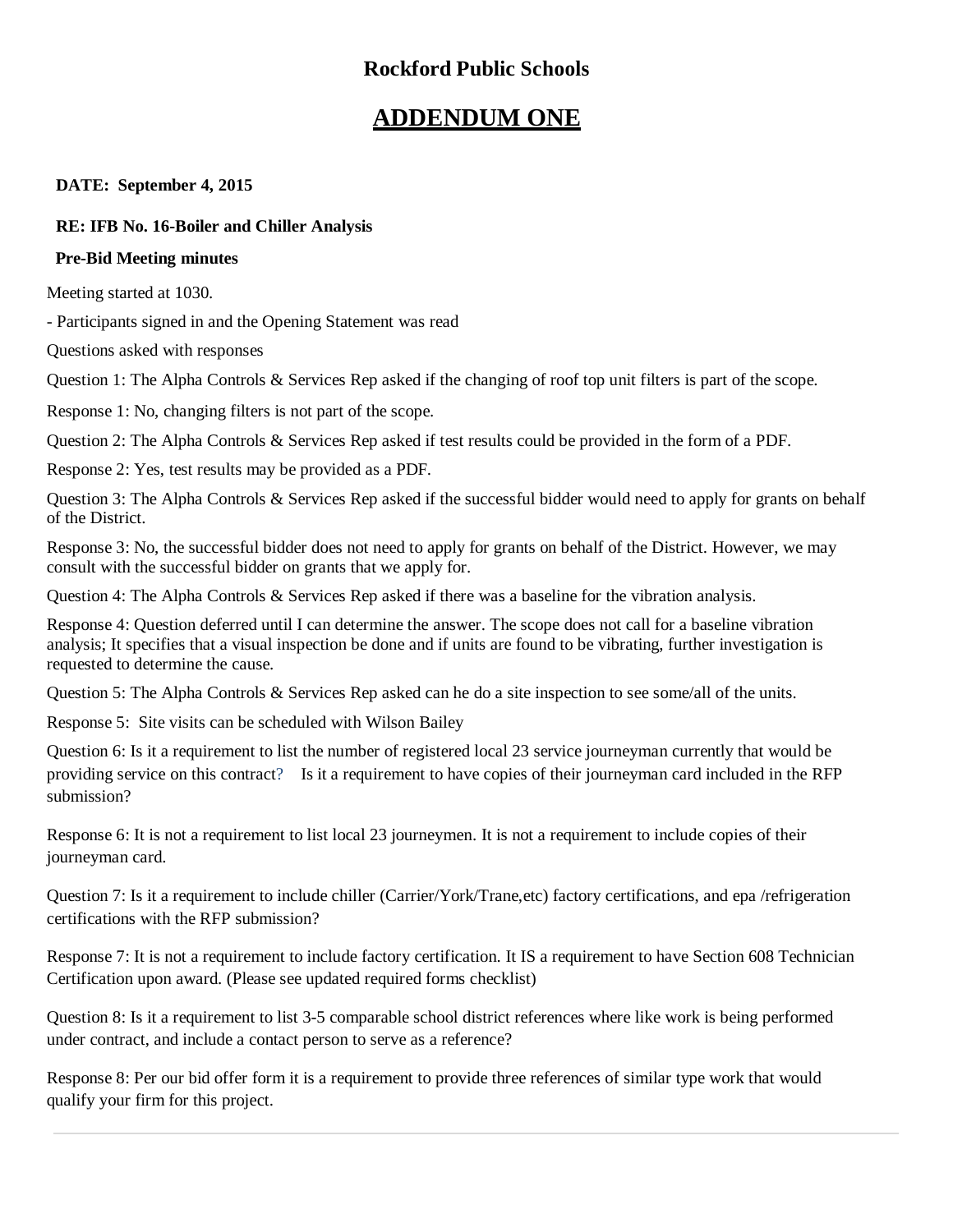## Rockford Public Schools

# ADDENDUM ONE

**DATE: September 4, 2015**

**RE: IFB No. 16-Boiler and Chiller Analysis**

**Pre-Bid Meeting minutes**

Meeting started at 1030.

- Participants signed in and the Opening Statement was read

Questions asked with responses

Question 1: The Alpha Controls & Services Rep asked if the changing of roof top unit filters is part of the scope.

Response 1: No, changing filters is not part of the scope.

Question 2: The Alpha Controls & Services Rep asked if test results could be provided in the form of a PDF.

Response 2: Yes, test results may be provided as a PDF.

Question 3: The Alpha Controls & Services Rep asked if the successful bidder would need to apply for grants on behalf of the District.

Response 3: No, the successful bidder does not need to apply for grants on behalf of the District. However, we may consult with the successful bidder on grants that we apply for.

Question 4: The Alpha Controls & Services Rep asked if there was a baseline for the vibration analysis.

Response 4: Question deferred until I can determine the answer. The scope does not call for a baseline vibration analysis; It specifies that a visual inspection be done and if units are found to be vibrating, further investigation is requested to determine the cause.

Question 5: The Alpha Controls & Services Rep asked can he do a site inspection to see some/all of the units.

Response 5: Site visits can be scheduled with Wilson Bailey

Question 6: Is it a requirement to list the number of registered local 23 service journeyman currently that would be providing service on this contract? Is it a requirement to have copies of their journeyman card included in the RFP submission?

Response 6: It is not a requirement to list local 23 journeymen. It is not a requirement to include copies of their journeyman card.

Question 7: Is it a requirement to include chiller (Carrier/York/Trane,etc) factory certifications, and epa /refrigeration certifications with the RFP submission?

Response 7: It is not a requirement to include factory certification. It IS a requirement to have Section 608 Technician Certification upon award. (Please see updated required forms checklist)

Question 8: Is it a requirement to list 3-5 comparable school district references where like work is being performed under contract, and include a contact person to serve as a reference?

Response 8: Per our bid offer form it is a requirement to provide three references of similar type work that would qualify your firm for this project.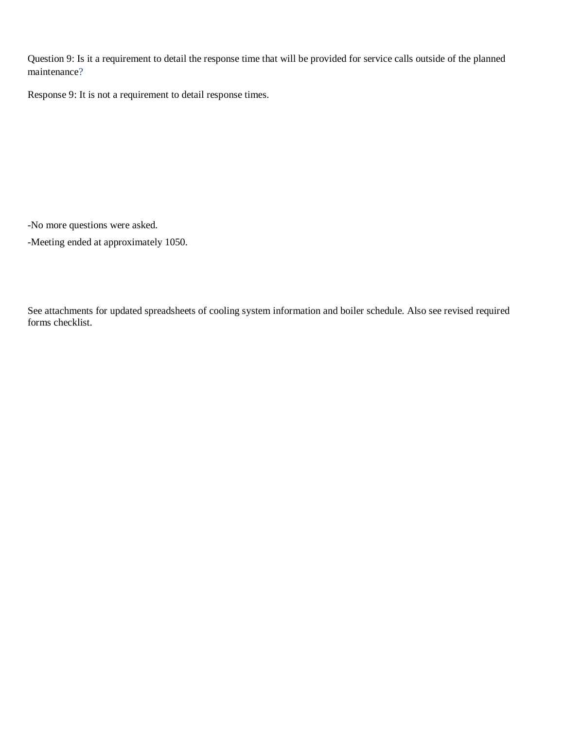Question 9: Is it a requirement to detail the response time that will be provided for service calls outside of the planned maintenance?

Response 9: It is not a requirement to detail response times.

-No more questions were asked.

-Meeting ended at approximately 1050.

See attachments for updated spreadsheets of cooling system information and boiler schedule. Also see revised required forms checklist.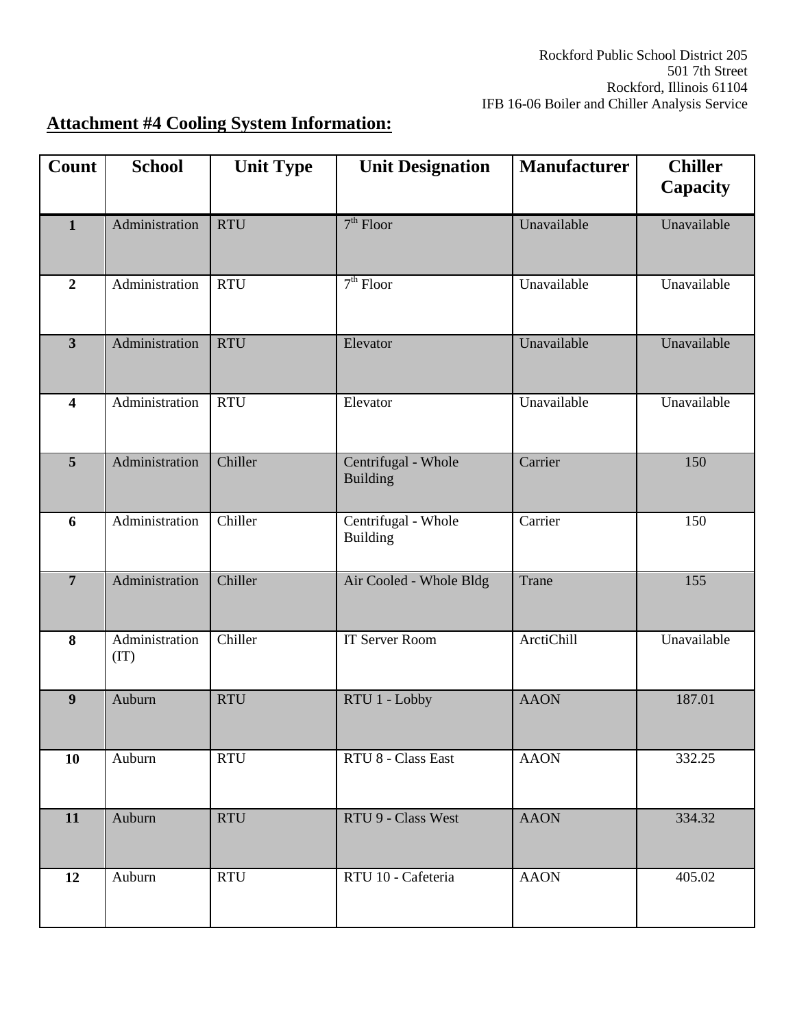Rockford Public School District 205
501 7th Street
Rockford, Illinois 61104
IFB 16-06 Boiler and Chiller Analysis Service

## Attachment #4 Cooling System Information:

| Count | School | Unit Type | Unit Designation | Manufacturer | Chiller Capacity |
|---|---|---|---|---|---|
| **1** | Administration | RTU | 7th Floor | Unavailable | Unavailable |
| **2** | Administration | RTU | 7th Floor | Unavailable | Unavailable |
| **3** | Administration | RTU | Elevator | Unavailable | Unavailable |
| **4** | Administration | RTU | Elevator | Unavailable | Unavailable |
| **5** | Administration | Chiller | Centrifugal - Whole Building | Carrier | 150 |
| **6** | Administration | Chiller | Centrifugal - Whole Building | Carrier | 150 |
| **7** | Administration | Chiller | Air Cooled - Whole Bldg | Trane | 155 |
| **8** | Administration (IT) | Chiller | IT Server Room | ArctiChill | Unavailable |
| **9** | Auburn | RTU | RTU 1 - Lobby | AAON | 187.01 |
| **10** | Auburn | RTU | RTU 8 - Class East | AAON | 332.25 |
| **11** | Auburn | RTU | RTU 9 - Class West | AAON | 334.32 |
| **12** | Auburn | RTU | RTU 10 - Cafeteria | AAON | 405.02 |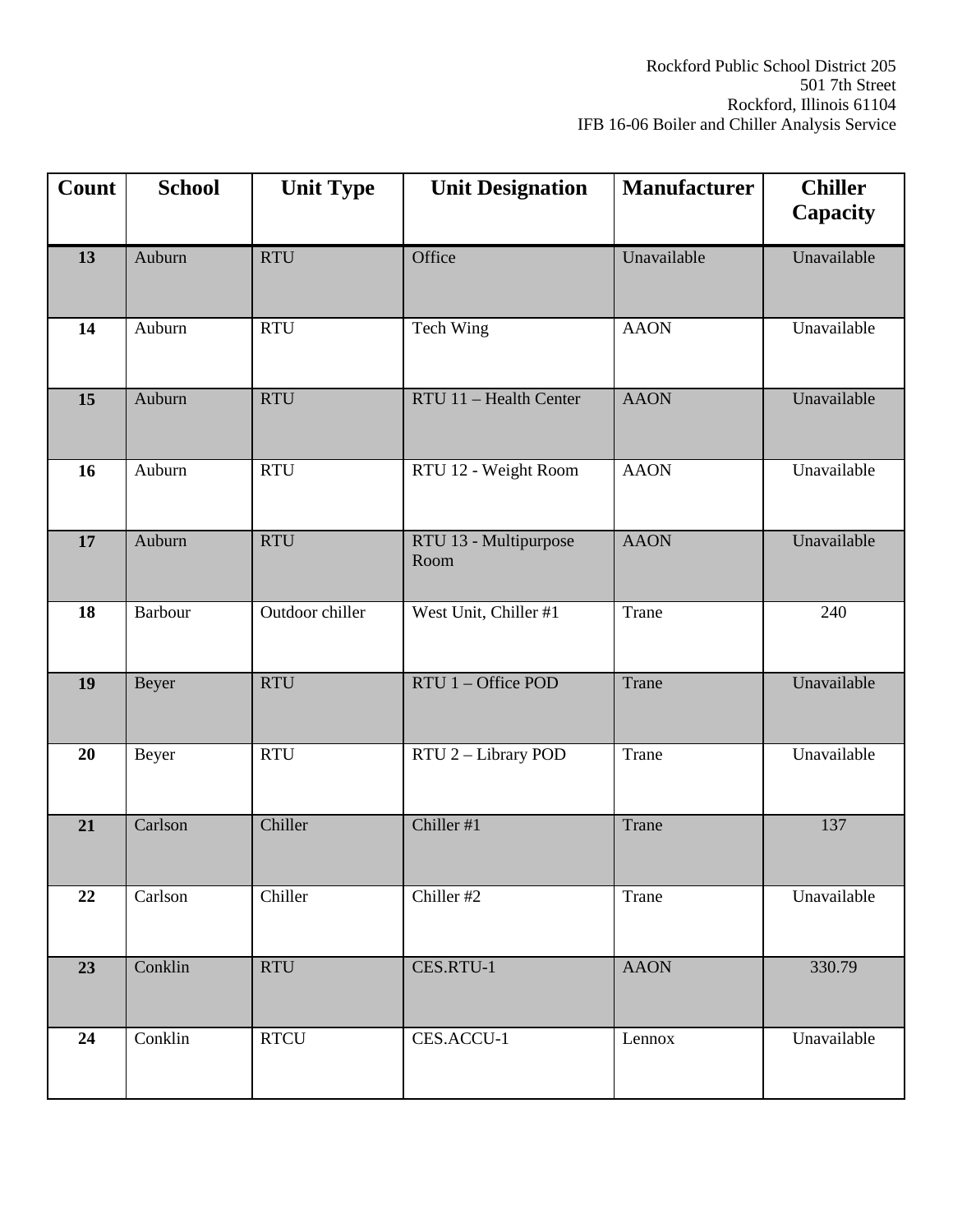| Count | School | Unit Type | Unit Designation | Manufacturer | Chiller Capacity |
|---|---|---|---|---|---|
| **13** | Auburn | RTU | Office | Unavailable | Unavailable |
| **14** | Auburn | RTU | Tech Wing | AAON | Unavailable |
| **15** | Auburn | RTU | RTU 11 – Health Center | AAON | Unavailable |
| **16** | Auburn | RTU | RTU 12 - Weight Room | AAON | Unavailable |
| **17** | Auburn | RTU | RTU 13 - Multipurpose Room | AAON | Unavailable |
| **18** | Barbour | Outdoor chiller | West Unit, Chiller #1 | Trane | 240 |
| **19** | Beyer | RTU | RTU 1 – Office POD | Trane | Unavailable |
| **20** | Beyer | RTU | RTU 2 – Library POD | Trane | Unavailable |
| **21** | Carlson | Chiller | Chiller #1 | Trane | 137 |
| **22** | Carlson | Chiller | Chiller #2 | Trane | Unavailable |
| **23** | Conklin | RTU | CES.RTU-1 | AAON | 330.79 |
| **24** | Conklin | RTCU | CES.ACCU-1 | Lennox | Unavailable |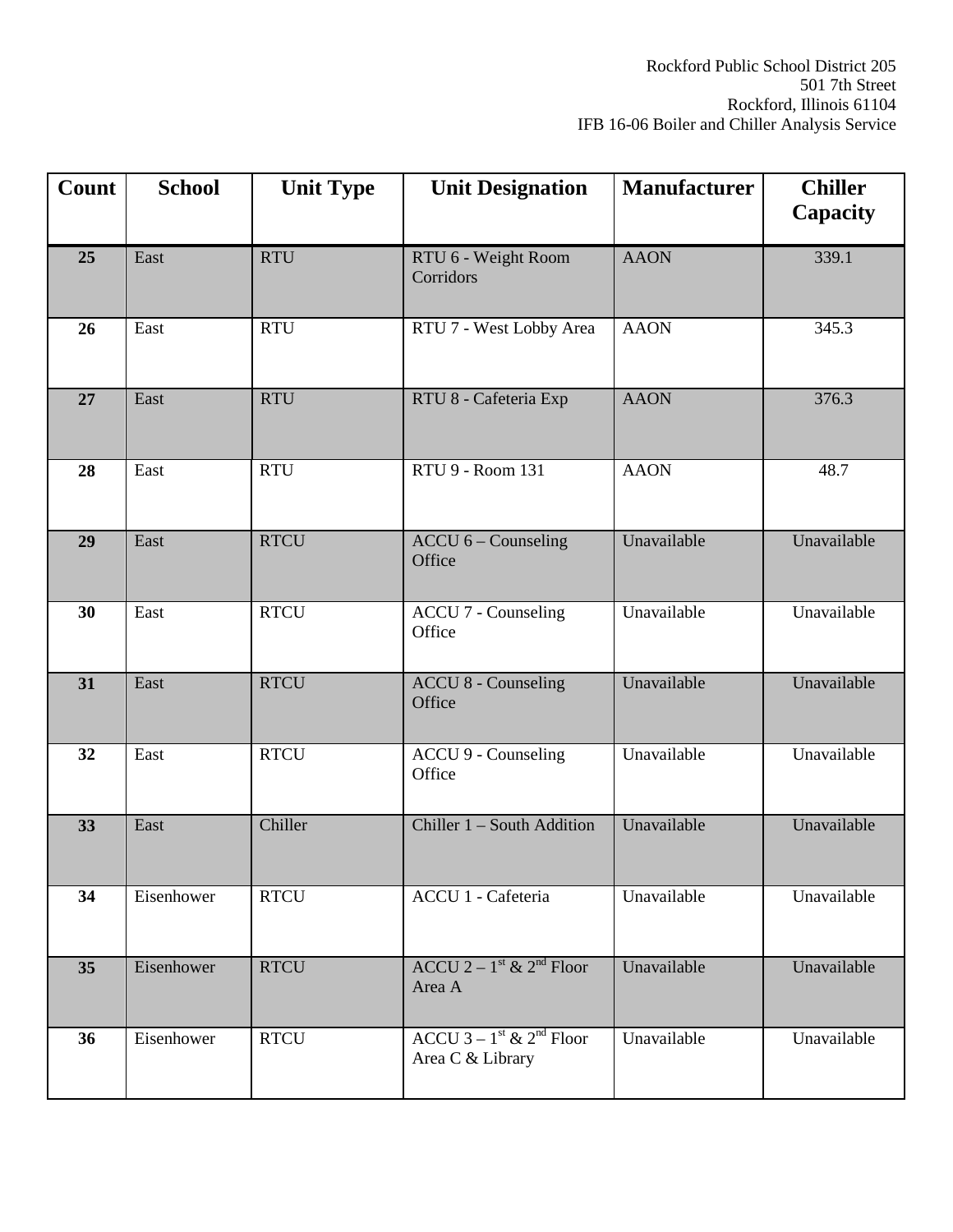| Count | School | Unit Type | Unit Designation | Manufacturer | Chiller Capacity |
|---|---|---|---|---|---|
| 25 | East | RTU | RTU 6 - Weight Room Corridors | AAON | 339.1 |
| 26 | East | RTU | RTU 7 - West Lobby Area | AAON | 345.3 |
| 27 | East | RTU | RTU 8 - Cafeteria Exp | AAON | 376.3 |
| 28 | East | RTU | RTU 9 - Room 131 | AAON | 48.7 |
| 29 | East | RTCU | ACCU 6 – Counseling Office | Unavailable | Unavailable |
| 30 | East | RTCU | ACCU 7 - Counseling Office | Unavailable | Unavailable |
| 31 | East | RTCU | ACCU 8 - Counseling Office | Unavailable | Unavailable |
| 32 | East | RTCU | ACCU 9 - Counseling Office | Unavailable | Unavailable |
| 33 | East | Chiller | Chiller 1 – South Addition | Unavailable | Unavailable |
| 34 | Eisenhower | RTCU | ACCU 1 - Cafeteria | Unavailable | Unavailable |
| 35 | Eisenhower | RTCU | ACCU 2 – 1st & 2nd Floor Area A | Unavailable | Unavailable |
| 36 | Eisenhower | RTCU | ACCU 3 – 1st & 2nd Floor Area C & Library | Unavailable | Unavailable |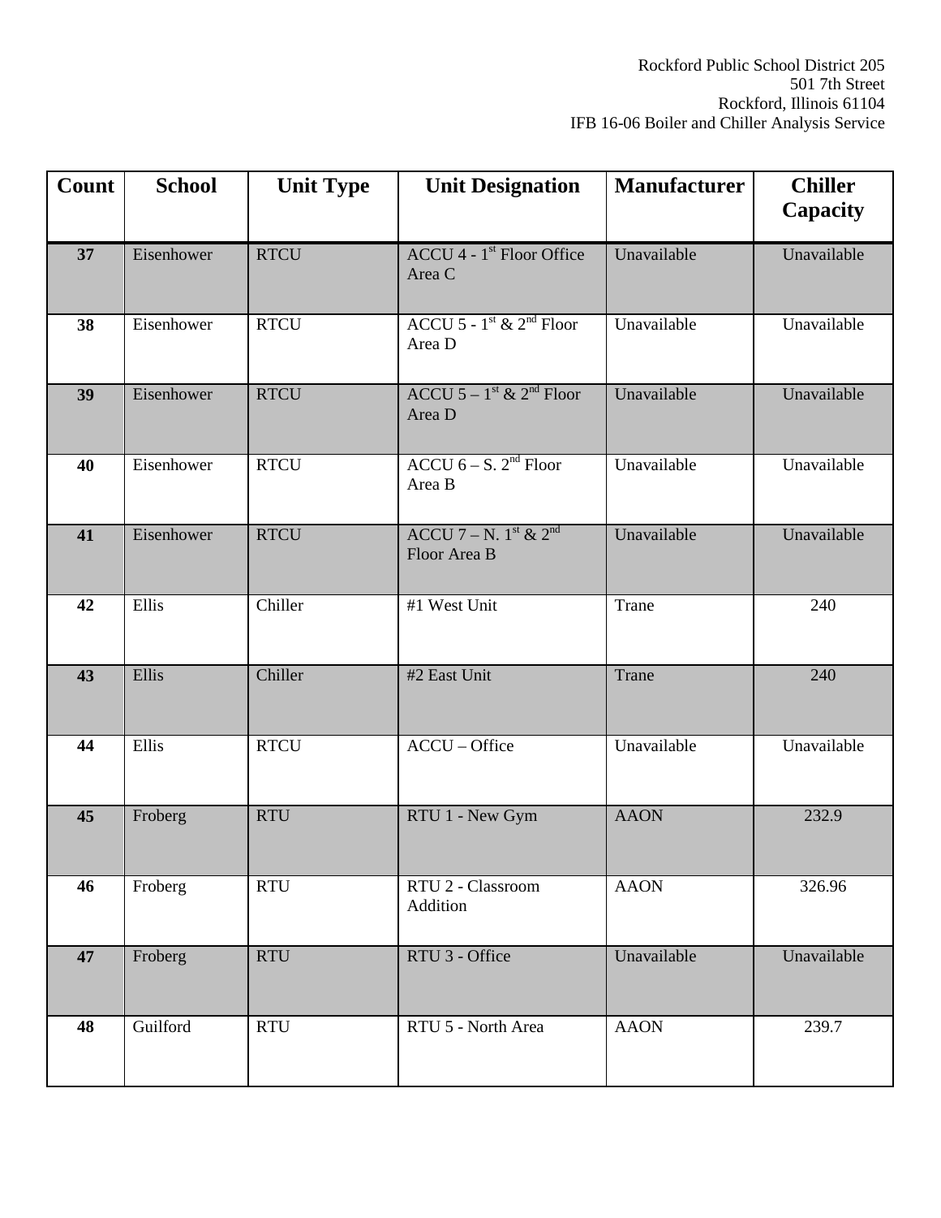| Count | School | Unit Type | Unit Designation | Manufacturer | Chiller Capacity |
|---|---|---|---|---|---|
| 37 | Eisenhower | RTCU | ACCU 4 - 1st Floor Office Area C | Unavailable | Unavailable |
| 38 | Eisenhower | RTCU | ACCU 5 - 1st & 2nd Floor Area D | Unavailable | Unavailable |
| 39 | Eisenhower | RTCU | ACCU 5 – 1st & 2nd Floor Area D | Unavailable | Unavailable |
| 40 | Eisenhower | RTCU | ACCU 6 – S. 2nd Floor Area B | Unavailable | Unavailable |
| 41 | Eisenhower | RTCU | ACCU 7 – N. 1st & 2nd Floor Area B | Unavailable | Unavailable |
| 42 | Ellis | Chiller | #1 West Unit | Trane | 240 |
| 43 | Ellis | Chiller | #2 East Unit | Trane | 240 |
| 44 | Ellis | RTCU | ACCU – Office | Unavailable | Unavailable |
| 45 | Froberg | RTU | RTU 1 - New Gym | AAON | 232.9 |
| 46 | Froberg | RTU | RTU 2 - Classroom Addition | AAON | 326.96 |
| 47 | Froberg | RTU | RTU 3 - Office | Unavailable | Unavailable |
| 48 | Guilford | RTU | RTU 5 - North Area | AAON | 239.7 |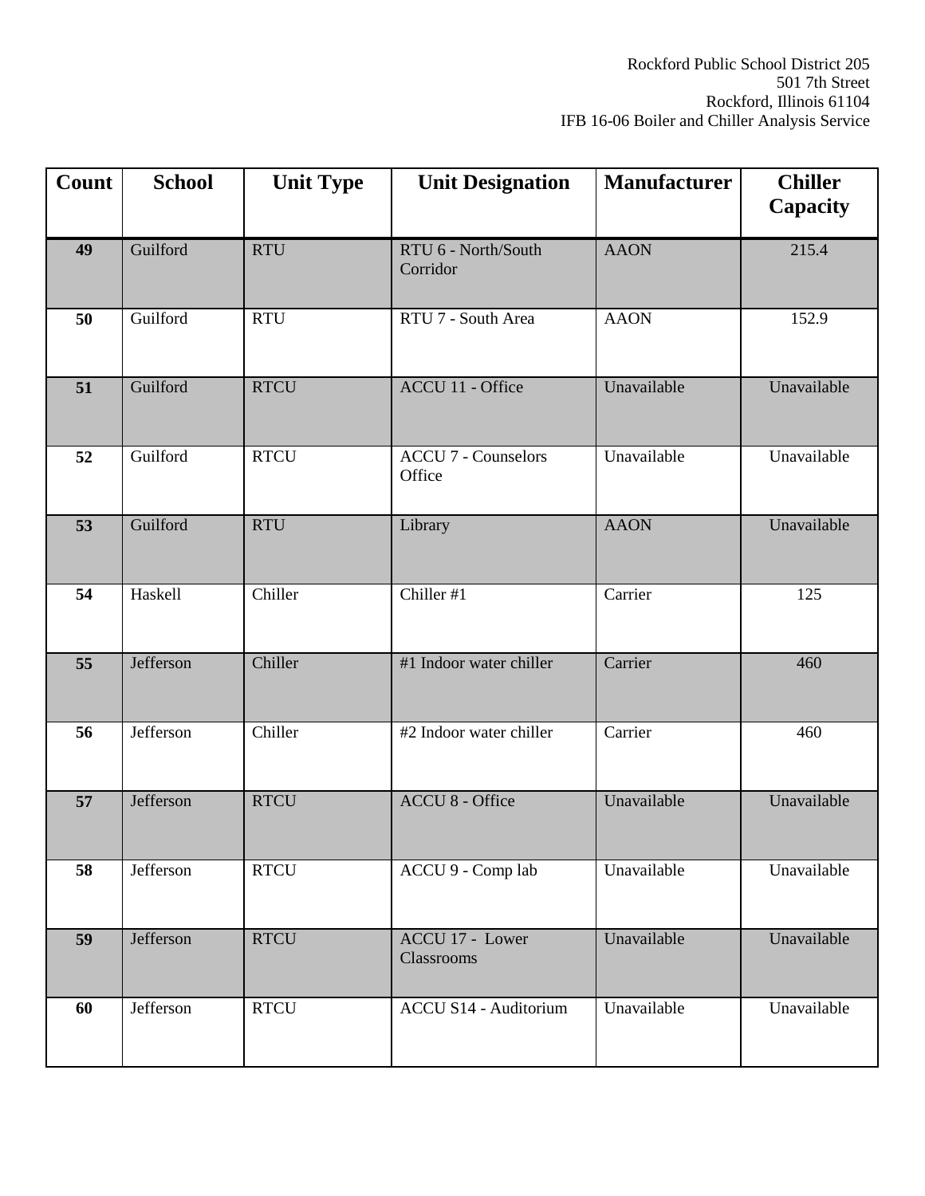Rockford Public School District 205
501 7th Street
Rockford, Illinois 61104
IFB 16-06 Boiler and Chiller Analysis Service

| Count | School | Unit Type | Unit Designation | Manufacturer | Chiller Capacity |
|---|---|---|---|---|---|
| **49** | Guilford | RTU | RTU 6 - North/South Corridor | AAON | 215.4 |
| **50** | Guilford | RTU | RTU 7 - South Area | AAON | 152.9 |
| **51** | Guilford | RTCU | ACCU 11 - Office | Unavailable | Unavailable |
| **52** | Guilford | RTCU | ACCU 7 - Counselors Office | Unavailable | Unavailable |
| **53** | Guilford | RTU | Library | AAON | Unavailable |
| **54** | Haskell | Chiller | Chiller #1 | Carrier | 125 |
| **55** | Jefferson | Chiller | #1 Indoor water chiller | Carrier | 460 |
| **56** | Jefferson | Chiller | #2 Indoor water chiller | Carrier | 460 |
| **57** | Jefferson | RTCU | ACCU 8 - Office | Unavailable | Unavailable |
| **58** | Jefferson | RTCU | ACCU 9 - Comp lab | Unavailable | Unavailable |
| **59** | Jefferson | RTCU | ACCU 17 - Lower Classrooms | Unavailable | Unavailable |
| **60** | Jefferson | RTCU | ACCU S14 - Auditorium | Unavailable | Unavailable |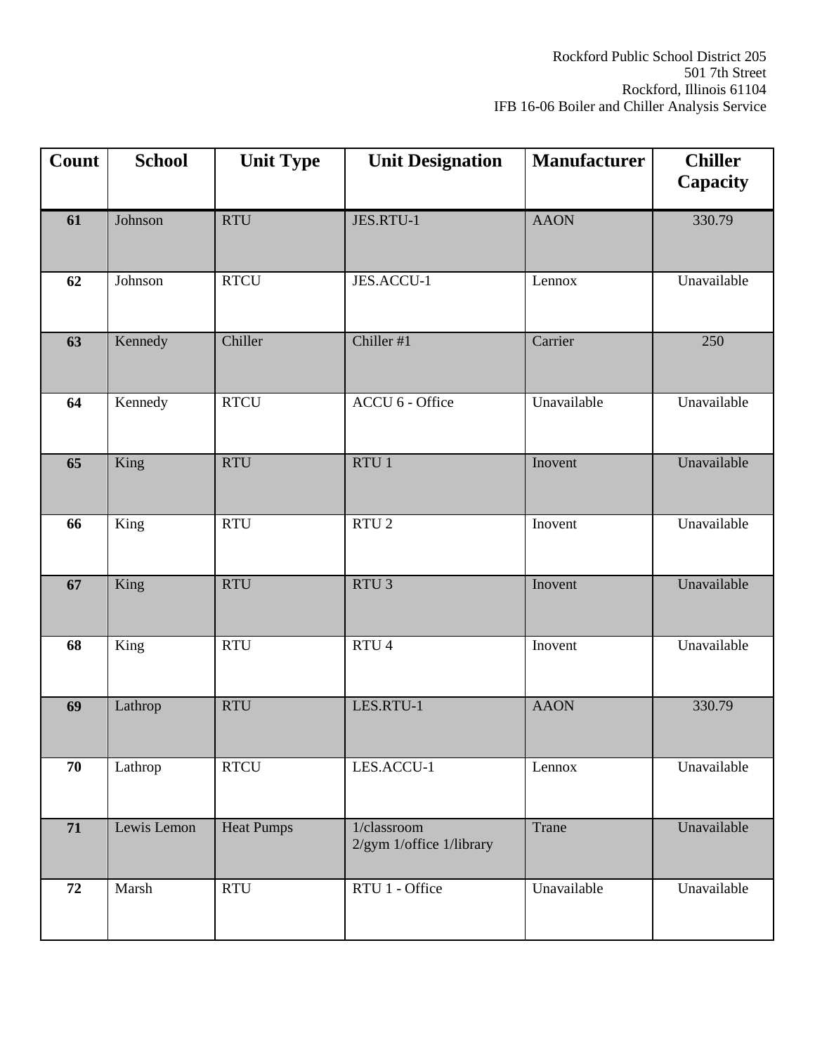Rockford Public School District 205
501 7th Street
Rockford, Illinois 61104
IFB 16-06 Boiler and Chiller Analysis Service

| Count | School | Unit Type | Unit Designation | Manufacturer | Chiller Capacity |
|---|---|---|---|---|---|
| 61 | Johnson | RTU | JES.RTU-1 | AAON | 330.79 |
| 62 | Johnson | RTCU | JES.ACCU-1 | Lennox | Unavailable |
| 63 | Kennedy | Chiller | Chiller #1 | Carrier | 250 |
| 64 | Kennedy | RTCU | ACCU 6 - Office | Unavailable | Unavailable |
| 65 | King | RTU | RTU 1 | Inovent | Unavailable |
| 66 | King | RTU | RTU 2 | Inovent | Unavailable |
| 67 | King | RTU | RTU 3 | Inovent | Unavailable |
| 68 | King | RTU | RTU 4 | Inovent | Unavailable |
| 69 | Lathrop | RTU | LES.RTU-1 | AAON | 330.79 |
| 70 | Lathrop | RTCU | LES.ACCU-1 | Lennox | Unavailable |
| 71 | Lewis Lemon | Heat Pumps | 1/classroom 2/gym 1/office 1/library | Trane | Unavailable |
| 72 | Marsh | RTU | RTU 1 - Office | Unavailable | Unavailable |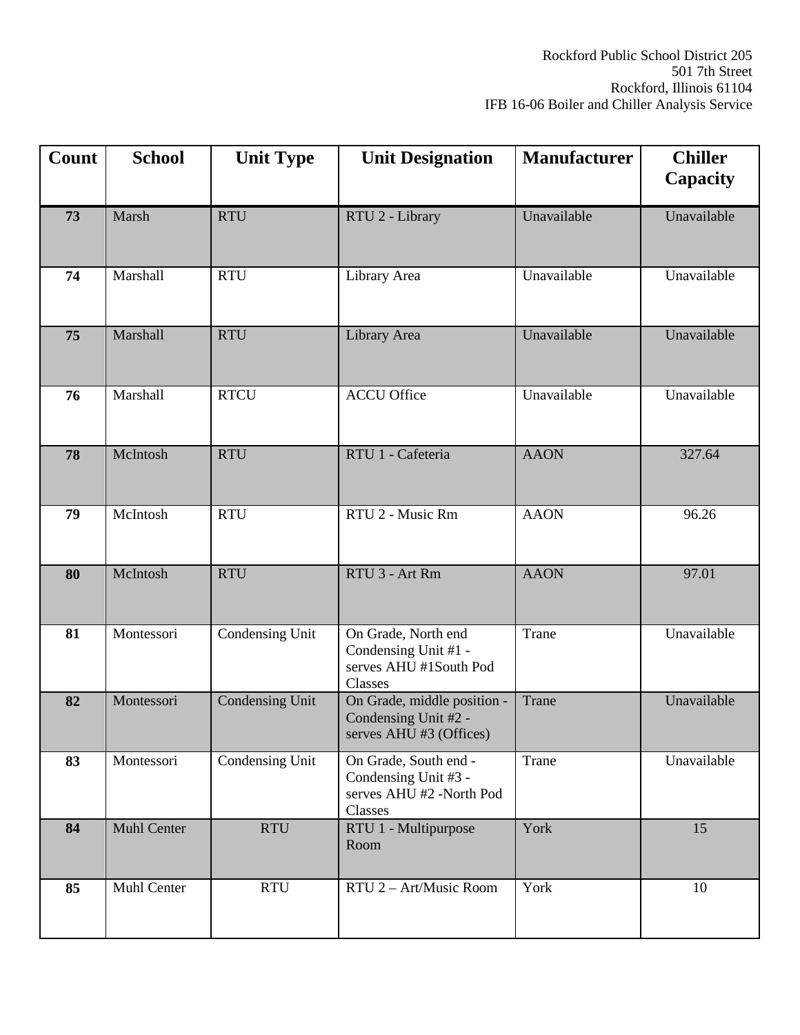Rockford Public School District 205
501 7th Street
Rockford, Illinois 61104
IFB 16-06 Boiler and Chiller Analysis Service

| Count | School | Unit Type | Unit Designation | Manufacturer | Chiller Capacity |
|---|---|---|---|---|---|
| 73 | Marsh | RTU | RTU 2 - Library | Unavailable | Unavailable |
| 74 | Marshall | RTU | Library Area | Unavailable | Unavailable |
| 75 | Marshall | RTU | Library Area | Unavailable | Unavailable |
| 76 | Marshall | RTCU | ACCU Office | Unavailable | Unavailable |
| 78 | McIntosh | RTU | RTU 1 - Cafeteria | AAON | 327.64 |
| 79 | McIntosh | RTU | RTU 2 - Music Rm | AAON | 96.26 |
| 80 | McIntosh | RTU | RTU 3 - Art Rm | AAON | 97.01 |
| 81 | Montessori | Condensing Unit | On Grade, North end Condensing Unit #1 - serves AHU #1South Pod Classes | Trane | Unavailable |
| 82 | Montessori | Condensing Unit | On Grade, middle position - Condensing Unit #2 - serves AHU #3 (Offices) | Trane | Unavailable |
| 83 | Montessori | Condensing Unit | On Grade, South end - Condensing Unit #3 - serves AHU #2 -North Pod Classes | Trane | Unavailable |
| 84 | Muhl Center | RTU | RTU 1 - Multipurpose Room | York | 15 |
| 85 | Muhl Center | RTU | RTU 2 – Art/Music Room | York | 10 |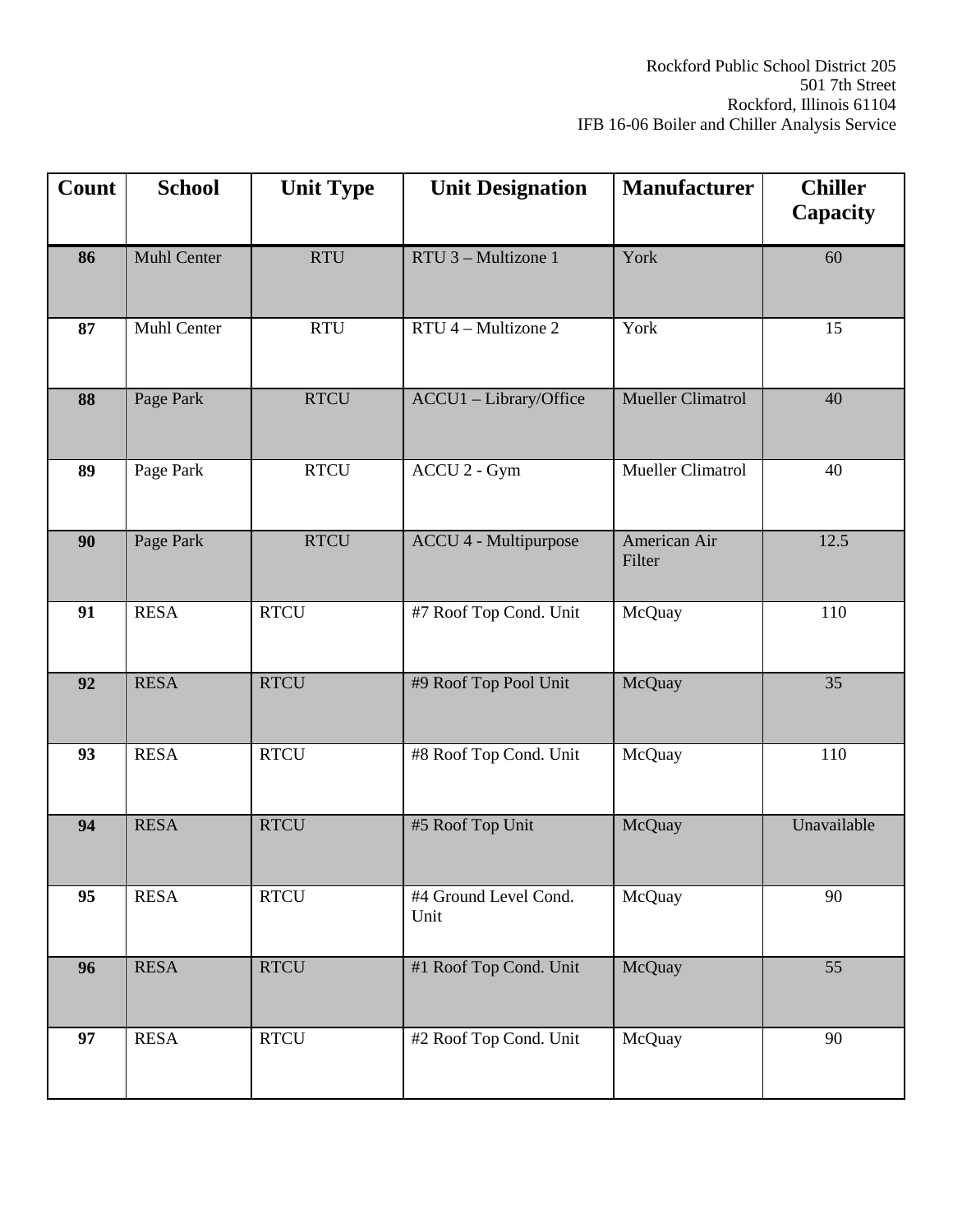Rockford Public School District 205
501 7th Street
Rockford, Illinois 61104
IFB 16-06 Boiler and Chiller Analysis Service

| Count | School | Unit Type | Unit Designation | Manufacturer | Chiller Capacity |
|---|---|---|---|---|---|
| 86 | Muhl Center | RTU | RTU 3 – Multizone 1 | York | 60 |
| 87 | Muhl Center | RTU | RTU 4 – Multizone 2 | York | 15 |
| 88 | Page Park | RTCU | ACCU1 – Library/Office | Mueller Climatrol | 40 |
| 89 | Page Park | RTCU | ACCU 2 - Gym | Mueller Climatrol | 40 |
| 90 | Page Park | RTCU | ACCU 4 - Multipurpose | American Air Filter | 12.5 |
| 91 | RESA | RTCU | #7 Roof Top Cond. Unit | McQuay | 110 |
| 92 | RESA | RTCU | #9 Roof Top Pool Unit | McQuay | 35 |
| 93 | RESA | RTCU | #8 Roof Top Cond. Unit | McQuay | 110 |
| 94 | RESA | RTCU | #5 Roof Top Unit | McQuay | Unavailable |
| 95 | RESA | RTCU | #4 Ground Level Cond. Unit | McQuay | 90 |
| 96 | RESA | RTCU | #1 Roof Top Cond. Unit | McQuay | 55 |
| 97 | RESA | RTCU | #2 Roof Top Cond. Unit | McQuay | 90 |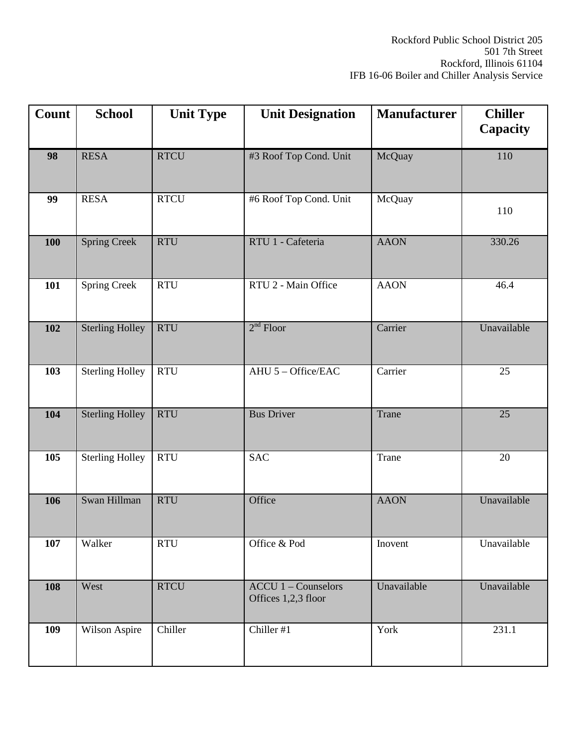Rockford Public School District 205
501 7th Street
Rockford, Illinois 61104
IFB 16-06 Boiler and Chiller Analysis Service

| Count | School | Unit Type | Unit Designation | Manufacturer | Chiller Capacity |
|---|---|---|---|---|---|
| **98** | RESA | RTCU | #3 Roof Top Cond. Unit | McQuay | 110 |
| **99** | RESA | RTCU | #6 Roof Top Cond. Unit | McQuay | 110 |
| **100** | Spring Creek | RTU | RTU 1 - Cafeteria | AAON | 330.26 |
| **101** | Spring Creek | RTU | RTU 2 - Main Office | AAON | 46.4 |
| **102** | Sterling Holley | RTU | 2nd Floor | Carrier | Unavailable |
| **103** | Sterling Holley | RTU | AHU 5 – Office/EAC | Carrier | 25 |
| **104** | Sterling Holley | RTU | Bus Driver | Trane | 25 |
| **105** | Sterling Holley | RTU | SAC | Trane | 20 |
| **106** | Swan Hillman | RTU | Office | AAON | Unavailable |
| **107** | Walker | RTU | Office & Pod | Inovent | Unavailable |
| **108** | West | RTCU | ACCU 1 – Counselors Offices 1,2,3 floor | Unavailable | Unavailable |
| **109** | Wilson Aspire | Chiller | Chiller #1 | York | 231.1 |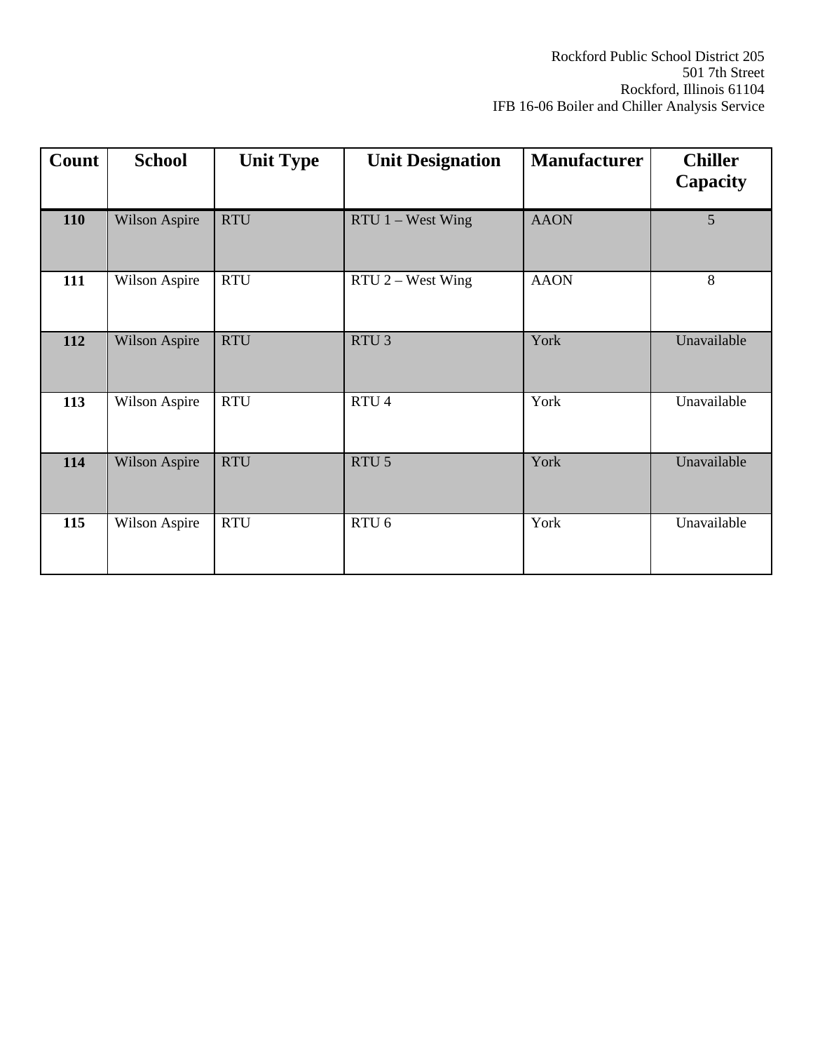Rockford Public School District 205
501 7th Street
Rockford, Illinois 61104
IFB 16-06 Boiler and Chiller Analysis Service

| Count | School | Unit Type | Unit Designation | Manufacturer | Chiller Capacity |
|---|---|---|---|---|---|
| **110** | Wilson Aspire | RTU | RTU 1 – West Wing | AAON | 5 |
| **111** | Wilson Aspire | RTU | RTU 2 – West Wing | AAON | 8 |
| **112** | Wilson Aspire | RTU | RTU 3 | York | Unavailable |
| **113** | Wilson Aspire | RTU | RTU 4 | York | Unavailable |
| **114** | Wilson Aspire | RTU | RTU 5 | York | Unavailable |
| **115** | Wilson Aspire | RTU | RTU 6 | York | Unavailable |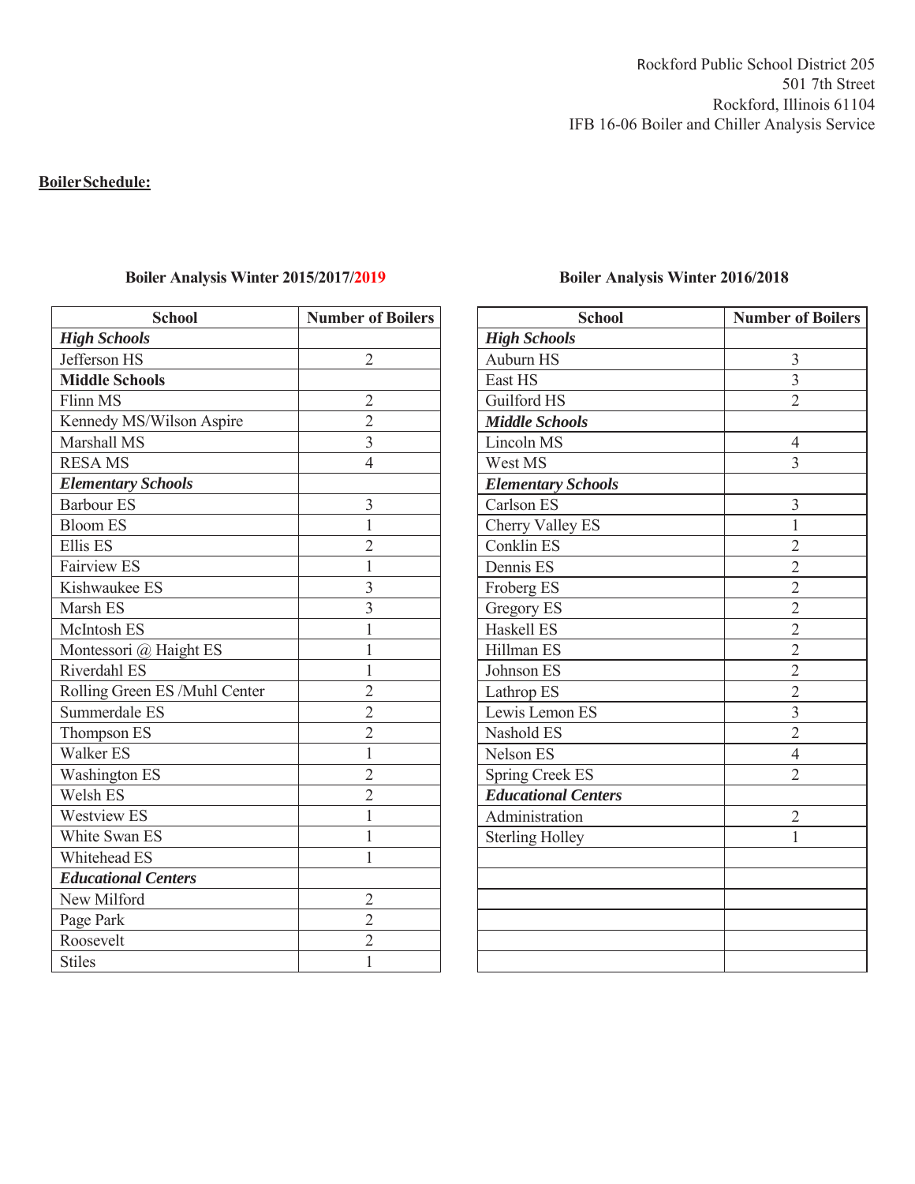Rockford Public School District 205
501 7th Street
Rockford, Illinois 61104
IFB 16-06 Boiler and Chiller Analysis Service

**Boiler Schedule:**

### Boiler Analysis Winter 2015/2017/2019

| School | Number of Boilers |
|---|---|
| ***High Schools*** | |
| Jefferson HS | 2 |
| **Middle Schools** | |
| Flinn MS | 2 |
| Kennedy MS/Wilson Aspire | 2 |
| Marshall MS | 3 |
| RESA MS | 4 |
| ***Elementary Schools*** | |
| Barbour ES | 3 |
| Bloom ES | 1 |
| Ellis ES | 2 |
| Fairview ES | 1 |
| Kishwaukee ES | 3 |
| Marsh ES | 3 |
| McIntosh ES | 1 |
| Montessori @ Haight ES | 1 |
| Riverdahl ES | 1 |
| Rolling Green ES /Muhl Center | 2 |
| Summerdale ES | 2 |
| Thompson ES | 2 |
| Walker ES | 1 |
| Washington ES | 2 |
| Welsh ES | 2 |
| Westview ES | 1 |
| White Swan ES | 1 |
| Whitehead ES | 1 |
| ***Educational Centers*** | |
| New Milford | 2 |
| Page Park | 2 |
| Roosevelt | 2 |
| Stiles | 1 |

### Boiler Analysis Winter 2016/2018

| School | Number of Boilers |
|---|---|
| ***High Schools*** | |
| Auburn HS | 3 |
| East HS | 3 |
| Guilford HS | 2 |
| ***Middle Schools*** | |
| Lincoln MS | 4 |
| West MS | 3 |
| ***Elementary Schools*** | |
| Carlson ES | 3 |
| Cherry Valley ES | 1 |
| Conklin ES | 2 |
| Dennis ES | 2 |
| Froberg ES | 2 |
| Gregory ES | 2 |
| Haskell ES | 2 |
| Hillman ES | 2 |
| Johnson ES | 2 |
| Lathrop ES | 2 |
| Lewis Lemon ES | 3 |
| Nashold ES | 2 |
| Nelson ES | 4 |
| Spring Creek ES | 2 |
| ***Educational Centers*** | |
| Administration | 2 |
| Sterling Holley | 1 |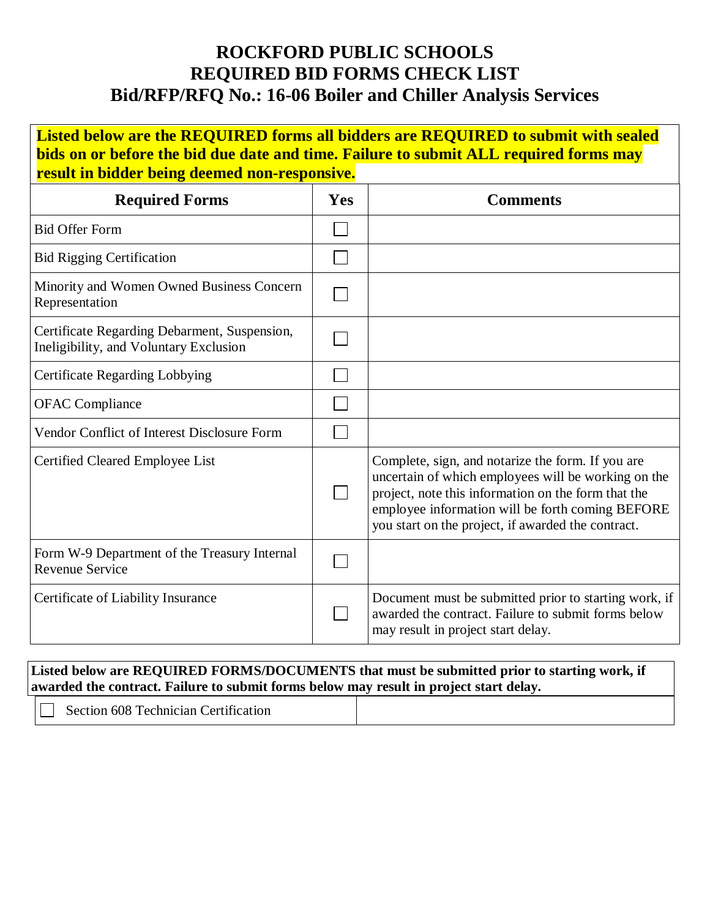# ROCKFORD PUBLIC SCHOOLS
# REQUIRED BID FORMS CHECK LIST
# Bid/RFP/RFQ No.: 16-06 Boiler and Chiller Analysis Services

**Listed below are the REQUIRED forms all bidders are REQUIRED to submit with sealed bids on or before the bid due date and time. Failure to submit ALL required forms may result in bidder being deemed non-responsive.**

| Required Forms | Yes | Comments |
|---|---|---|
| Bid Offer Form | ☐ | |
| Bid Rigging Certification | ☐ | |
| Minority and Women Owned Business Concern Representation | ☐ | |
| Certificate Regarding Debarment, Suspension, Ineligibility, and Voluntary Exclusion | ☐ | |
| Certificate Regarding Lobbying | ☐ | |
| OFAC Compliance | ☐ | |
| Vendor Conflict of Interest Disclosure Form | ☐ | |
| Certified Cleared Employee List | ☐ | Complete, sign, and notarize the form. If you are uncertain of which employees will be working on the project, note this information on the form that the employee information will be forth coming BEFORE you start on the project, if awarded the contract. |
| Form W-9 Department of the Treasury Internal Revenue Service | ☐ | |
| Certificate of Liability Insurance | ☐ | Document must be submitted prior to starting work, if awarded the contract. Failure to submit forms below may result in project start delay. |

**Listed below are REQUIRED FORMS/DOCUMENTS that must be submitted prior to starting work, if awarded the contract. Failure to submit forms below may result in project start delay.**

| | |
|---|---|
| ☐ Section 608 Technician Certification | |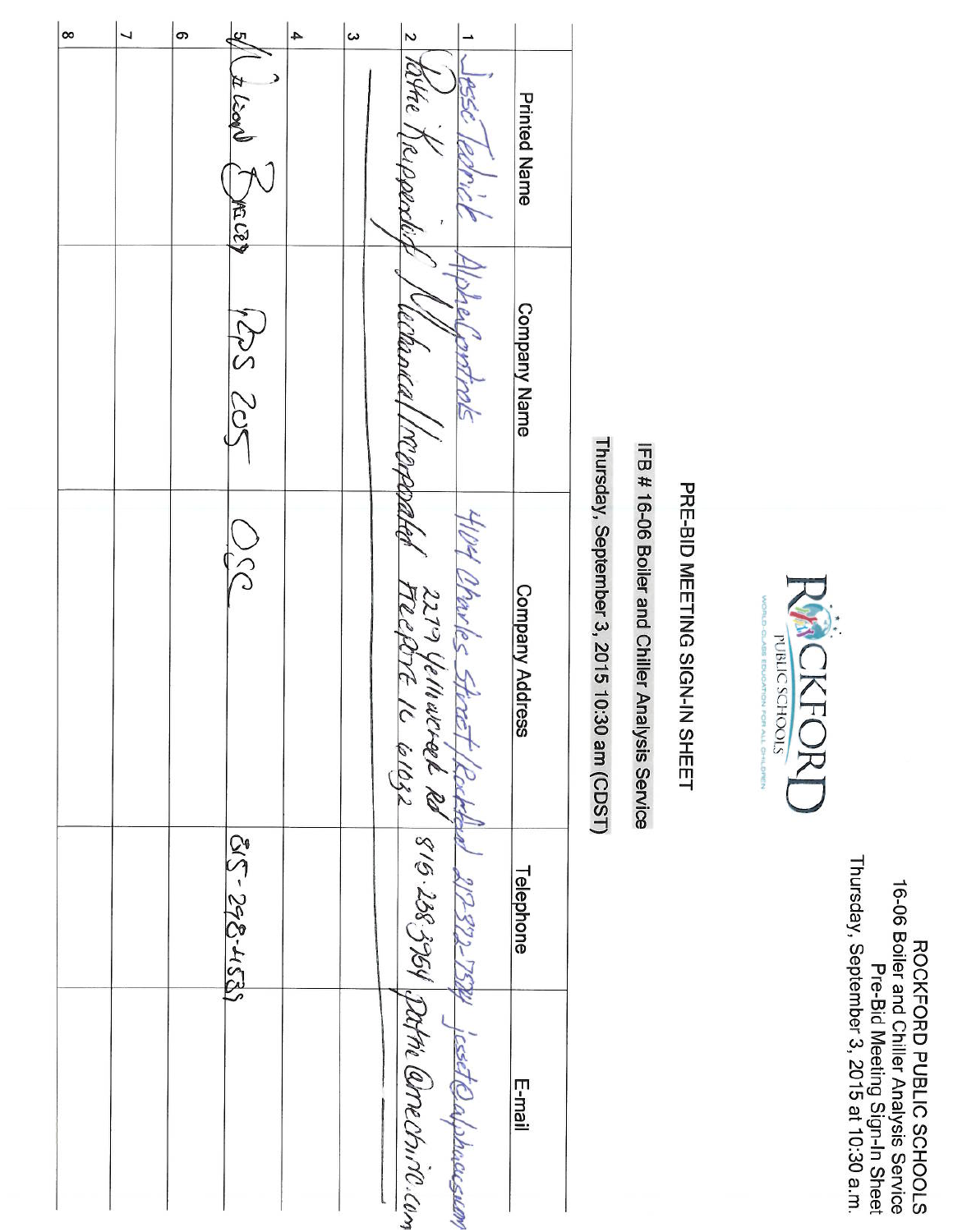ROCKFORD PUBLIC SCHOOLS
16-06 Boiler and Chiller Analysis Service
Pre-Bid Meeting Sign-In Sheet
Thursday, September 3, 2015 at 10:30 a.m.

ROCKFORD PUBLIC SCHOOLS
WORLD-CLASS EDUCATION FOR ALL CHILDREN

# PRE-BID MEETING SIGN-IN SHEET

**IFB # 16-06 Boiler and Chiller Analysis Service**

**Thursday, September 3, 2015 10:30 am (CDST)**

| | Printed Name | Company Name | Company Address | Telephone | E-mail |
|---|---|---|---|---|---|
| 1 | Jesse Tedrick | AlphaControls | 4104 Charles Street/Rockford | 217-372-7594 | jesset@alphacontrols.com |
| 2 | Pattie Kirpeckis | Mechanical Incorporated | 2279 Yellowcreek Rd Freeport IL 61032 | 815-258-3954 | Pattie@mechinc.com |
| 3 | | | | | |
| 4 | | | | | |
| 5 | Edward Bradley | RPS 205 | OSC | 815-298-4535 | |
| 6 | | | | | |
| 7 | | | | | |
| 8 | | | | | |